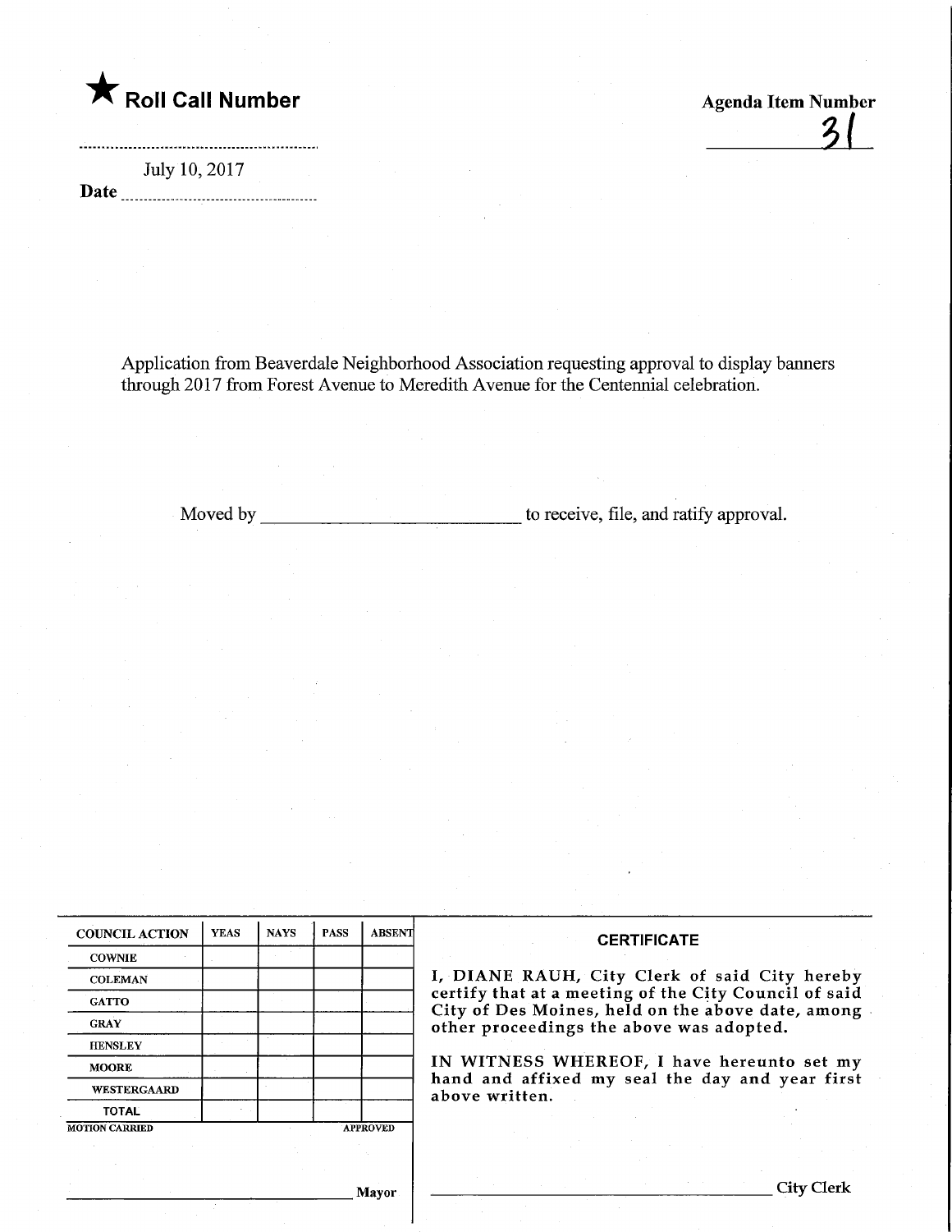★ **Roll Call Number**

**Agenda Item Number**

31

July 10, 2017

**Date** ..................................

Application from Beaverdale Neighborhood Association requesting approval to display banners through 2017 from Forest Avenue to Meredith Avenue for the Centennial celebration.

Moved by ____________________________ to receive, file, and ratify approval.

| COUNCIL ACTION | YEAS | NAYS | PASS | ABSENT |
| --- | --- | --- | --- | --- |
| COWNIE | | | | |
| COLEMAN | | | | |
| GATTO | | | | |
| GRAY | | | | |
| HENSLEY | | | | |
| MOORE | | | | |
| WESTERGAARD | | | | |
| TOTAL | | | | |

MOTION CARRIED APPROVED

______________________________ Mayor

**CERTIFICATE**

I, DIANE RAUH, City Clerk of said City hereby certify that at a meeting of the City Council of said City of Des Moines, held on the above date, among other proceedings the above was adopted.

IN WITNESS WHEREOF, I have hereunto set my hand and affixed my seal the day and year first above written.

______________________________ City Clerk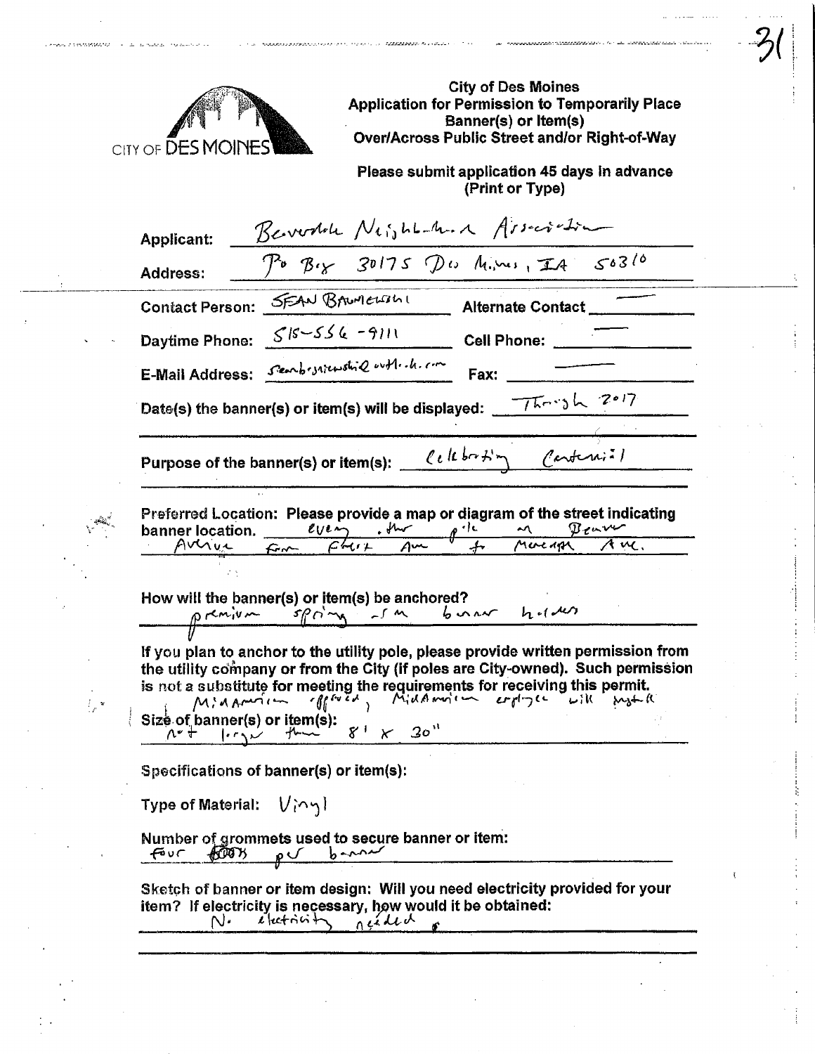31

CITY OF DES MOINES

**City of Des Moines**
**Application for Permission to Temporarily Place Banner(s) or Item(s) Over/Across Public Street and/or Right-of-Way**

**Please submit application 45 days in advance (Print or Type)**

**Applicant:** Beaverdale Neighborhood Association

**Address:** PO Box 30175 Des Moines, IA 50310

**Contact Person:** SEAN BAUMGARTNER **Alternate Contact** ——

**Daytime Phone:** 515-556-9111 **Cell Phone:** ——

**E-Mail Address:** seanbaumgartner@outlook.com **Fax:** ——

**Date(s) the banner(s) or item(s) will be displayed:** Through 2017

**Purpose of the banner(s) or item(s):** Celebrating Centennial

**Preferred Location: Please provide a map or diagram of the street indicating banner location.** every other pole on Beaver Avenue from Forest Ave to Merrill Ave.

**How will the banner(s) or item(s) be anchored?**
premium spring arm banner holders

**If you plan to anchor to the utility pole, please provide written permission from the utility company or from the City (if poles are City-owned). Such permission is not a substitute for meeting the requirements for receiving this permit.**
MidAmerican approved, MidAmerican employee will install

**Size of banner(s) or item(s):**
not larger than 8' x 30"

**Specifications of banner(s) or item(s):**

**Type of Material:** Vinyl

**Number of grommets used to secure banner or item:**
four per banner

**Sketch of banner or item design: Will you need electricity provided for your item? If electricity is necessary, how would it be obtained:**
No electricity needed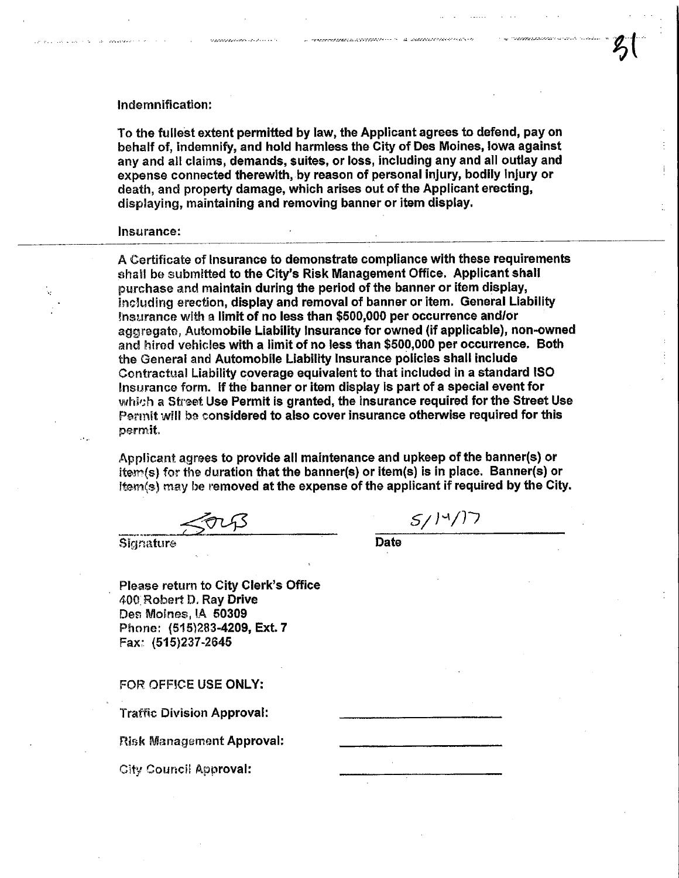**Indemnification:**

**To the fullest extent permitted by law, the Applicant agrees to defend, pay on behalf of, indemnify, and hold harmless the City of Des Moines, Iowa against any and all claims, demands, suites, or loss, including any and all outlay and expense connected therewith, by reason of personal injury, bodily injury or death, and property damage, which arises out of the Applicant erecting, displaying, maintaining and removing banner or item display.**

**Insurance:**

**A Certificate of Insurance to demonstrate compliance with these requirements shall be submitted to the City's Risk Management Office. Applicant shall purchase and maintain during the period of the banner or item display, including erection, display and removal of banner or item. General Liability Insurance with a limit of no less than $500,000 per occurrence and/or aggregate, Automobile Liability Insurance for owned (if applicable), non-owned and hired vehicles with a limit of no less than $500,000 per occurrence. Both the General and Automobile Liability Insurance policies shall include Contractual Liability coverage equivalent to that included in a standard ISO Insurance form. If the banner or item display is part of a special event for which a Street Use Permit is granted, the insurance required for the Street Use Permit will be considered to also cover insurance otherwise required for this permit.**

**Applicant agrees to provide all maintenance and upkeep of the banner(s) or item(s) for the duration that the banner(s) or item(s) is in place. Banner(s) or item(s) may be removed at the expense of the applicant if required by the City.**

| Signature | Date |
|---|---|
| SOLB | 5/14/17 |

**Please return to City Clerk's Office**
**400 Robert D. Ray Drive**
**Des Moines, IA 50309**
**Phone: (515)283-4209, Ext. 7**
**Fax: (515)237-2645**

**FOR OFFICE USE ONLY:**

**Traffic Division Approval:** ____________________

**Risk Management Approval:** ____________________

**City Council Approval:** ____________________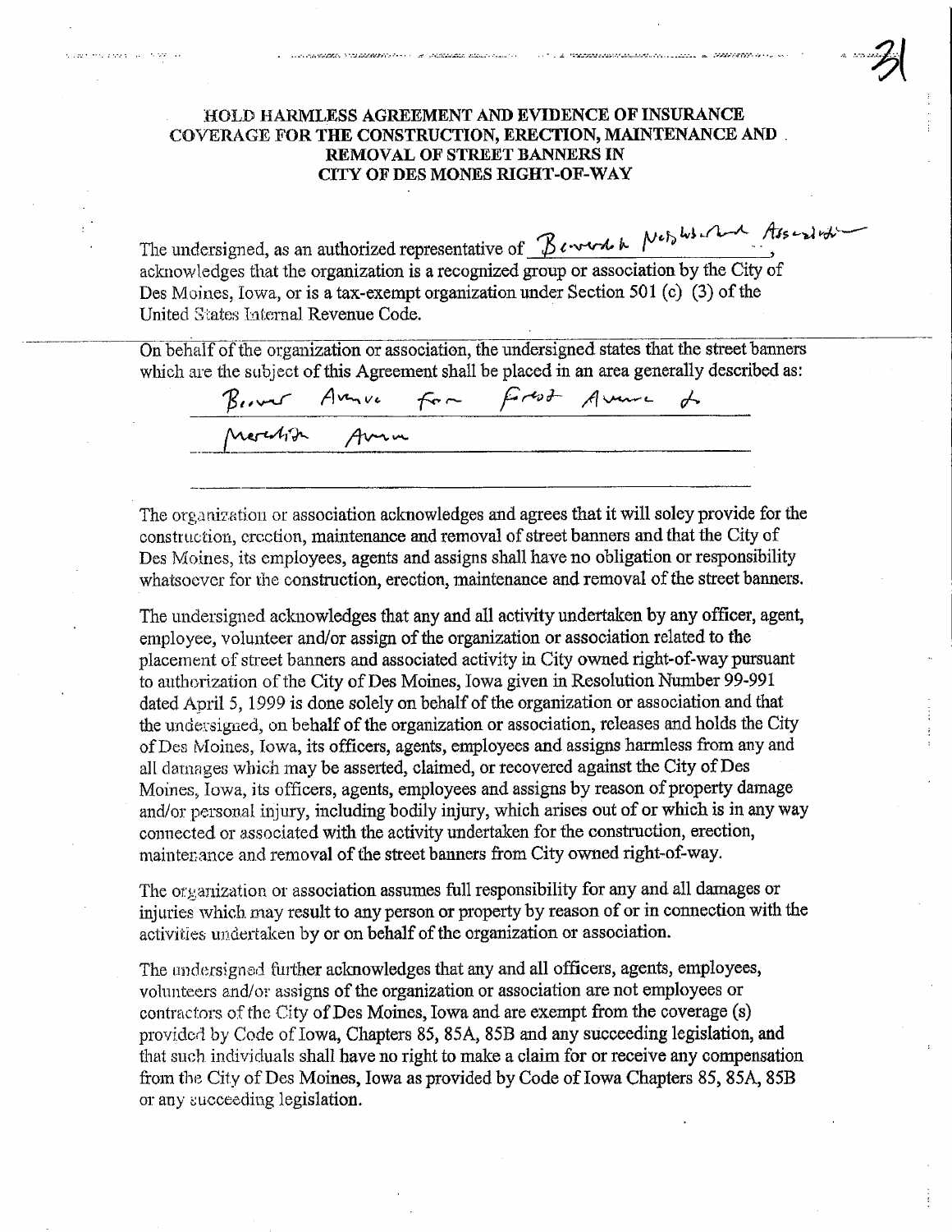# HOLD HARMLESS AGREEMENT AND EVIDENCE OF INSURANCE COVERAGE FOR THE CONSTRUCTION, ERECTION, MAINTENANCE AND REMOVAL OF STREET BANNERS IN CITY OF DES MONES RIGHT-OF-WAY

The undersigned, as an authorized representative of Beaverdale Neighborhood Association, acknowledges that the organization is a recognized group or association by the City of Des Moines, Iowa, or is a tax-exempt organization under Section 501 (c) (3) of the United States Internal Revenue Code.

On behalf of the organization or association, the undersigned states that the street banners which are the subject of this Agreement shall be placed in an area generally described as:

Beaver Avenue from Forest Avenue to Meredith Avenue

The organization or association acknowledges and agrees that it will soley provide for the construction, erection, maintenance and removal of street banners and that the City of Des Moines, its employees, agents and assigns shall have no obligation or responsibility whatsoever for the construction, erection, maintenance and removal of the street banners.

The undersigned acknowledges that any and all activity undertaken by any officer, agent, employee, volunteer and/or assign of the organization or association related to the placement of street banners and associated activity in City owned right-of-way pursuant to authorization of the City of Des Moines, Iowa given in Resolution Number 99-991 dated April 5, 1999 is done solely on behalf of the organization or association and that the undersigned, on behalf of the organization or association, releases and holds the City of Des Moines, Iowa, its officers, agents, employees and assigns harmless from any and all damages which may be asserted, claimed, or recovered against the City of Des Moines, Iowa, its officers, agents, employees and assigns by reason of property damage and/or personal injury, including bodily injury, which arises out of or which is in any way connected or associated with the activity undertaken for the construction, erection, maintenance and removal of the street banners from City owned right-of-way.

The organization or association assumes full responsibility for any and all damages or injuries which may result to any person or property by reason of or in connection with the activities undertaken by or on behalf of the organization or association.

The undersigned further acknowledges that any and all officers, agents, employees, volunteers and/or assigns of the organization or association are not employees or contractors of the City of Des Moines, Iowa and are exempt from the coverage (s) provided by Code of Iowa, Chapters 85, 85A, 85B and any succeeding legislation, and that such individuals shall have no right to make a claim for or receive any compensation from the City of Des Moines, Iowa as provided by Code of Iowa Chapters 85, 85A, 85B or any succeeding legislation.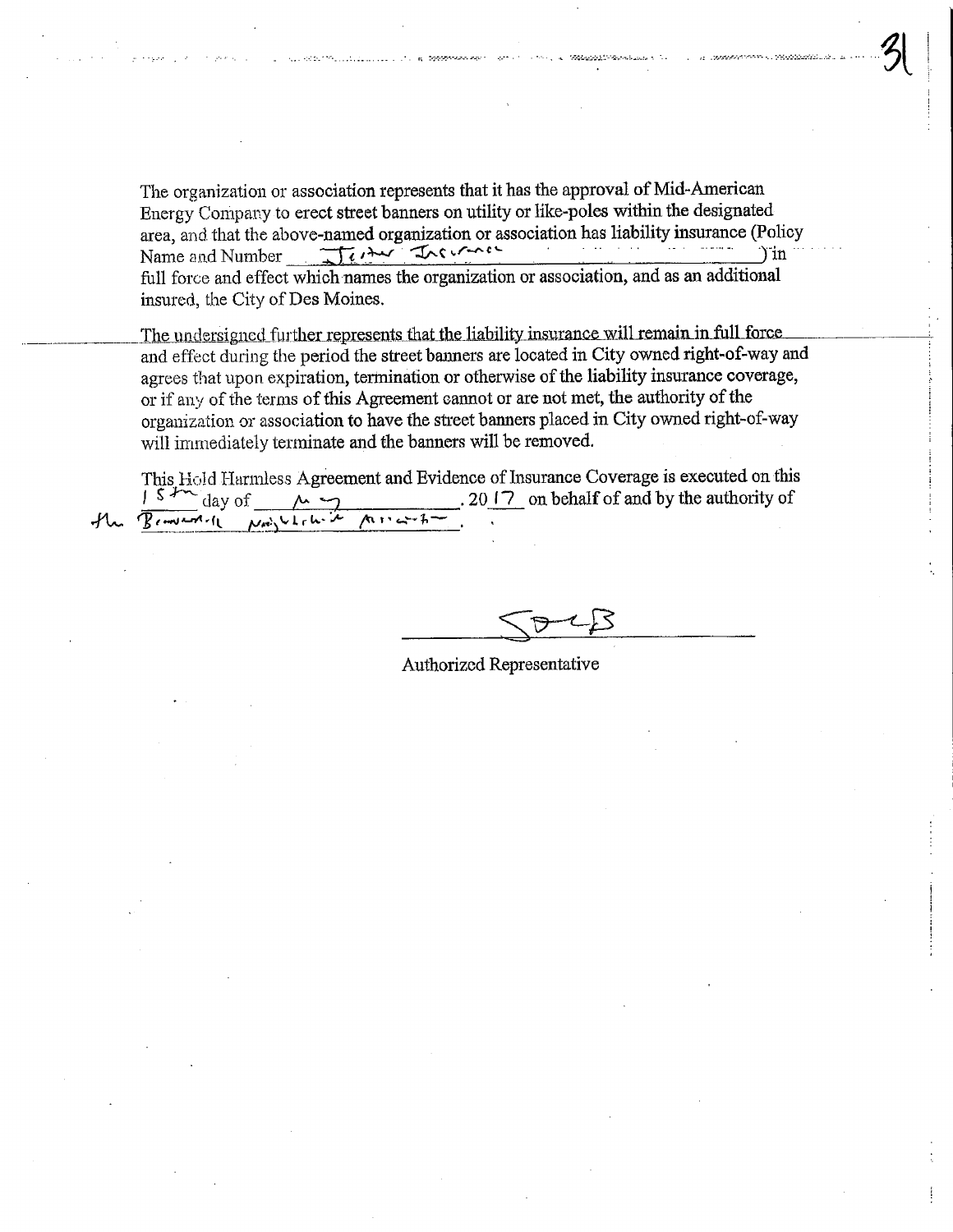The organization or association represents that it has the approval of Mid-American Energy Company to erect street banners on utility or like-poles within the designated area, and that the above-named organization or association has liability insurance (Policy Name and Number ____Jester Insurance____) in full force and effect which names the organization or association, and as an additional insured, the City of Des Moines.

The undersigned further represents that the liability insurance will remain in full force and effect during the period the street banners are located in City owned right-of-way and agrees that upon expiration, termination or otherwise of the liability insurance coverage, or if any of the terms of this Agreement cannot or are not met, the authority of the organization or association to have the street banners placed in City owned right-of-way will immediately terminate and the banners will be removed.

This Hold Harmless Agreement and Evidence of Insurance Coverage is executed on this 15th day of May, 2017 on behalf of and by the authority of the Beaverdale Neighborhood Association.

Authorized Representative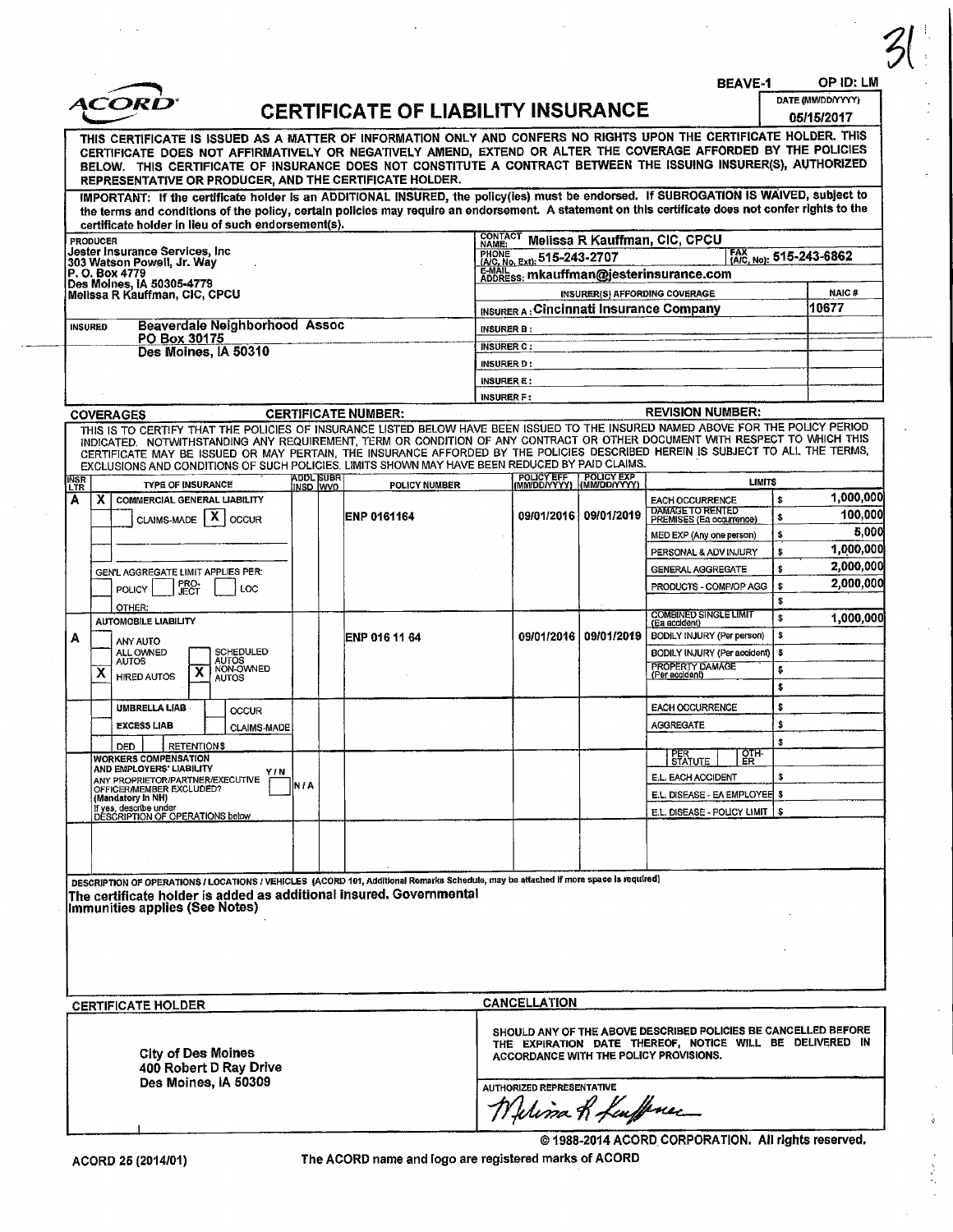31

BEAVE-1 OP ID: LM

# ACORD CERTIFICATE OF LIABILITY INSURANCE

DATE (MM/DD/YYYY) 05/15/2017

THIS CERTIFICATE IS ISSUED AS A MATTER OF INFORMATION ONLY AND CONFERS NO RIGHTS UPON THE CERTIFICATE HOLDER. THIS CERTIFICATE DOES NOT AFFIRMATIVELY OR NEGATIVELY AMEND, EXTEND OR ALTER THE COVERAGE AFFORDED BY THE POLICIES BELOW. THIS CERTIFICATE OF INSURANCE DOES NOT CONSTITUTE A CONTRACT BETWEEN THE ISSUING INSURER(S), AUTHORIZED REPRESENTATIVE OR PRODUCER, AND THE CERTIFICATE HOLDER.

IMPORTANT: If the certificate holder is an ADDITIONAL INSURED, the policy(ies) must be endorsed. If SUBROGATION IS WAIVED, subject to the terms and conditions of the policy, certain policies may require an endorsement. A statement on this certificate does not confer rights to the certificate holder in lieu of such endorsement(s).

**PRODUCER**
Jester Insurance Services, Inc
303 Watson Powell, Jr. Way
P. O. Box 4779
Des Moines, IA 50305-4779
Melissa R Kauffman, CIC, CPCU

CONTACT NAME: Melissa R Kauffman, CIC, CPCU
PHONE (A/C, No, Ext): 515-243-2707 FAX (A/C, No): 515-243-6862
E-MAIL ADDRESS: mkauffman@jesterinsurance.com

| INSURER(S) AFFORDING COVERAGE | NAIC # |
|---|---|
| INSURER A : Cincinnati Insurance Company | 10677 |
| INSURER B : | |
| INSURER C : | |
| INSURER D : | |
| INSURER E : | |
| INSURER F : | |

**INSURED**
Beaverdale Neighborhood Assoc
PO Box 30175
Des Moines, IA 50310

**COVERAGES** CERTIFICATE NUMBER: REVISION NUMBER:

THIS IS TO CERTIFY THAT THE POLICIES OF INSURANCE LISTED BELOW HAVE BEEN ISSUED TO THE INSURED NAMED ABOVE FOR THE POLICY PERIOD INDICATED. NOTWITHSTANDING ANY REQUIREMENT, TERM OR CONDITION OF ANY CONTRACT OR OTHER DOCUMENT WITH RESPECT TO WHICH THIS CERTIFICATE MAY BE ISSUED OR MAY PERTAIN, THE INSURANCE AFFORDED BY THE POLICIES DESCRIBED HEREIN IS SUBJECT TO ALL THE TERMS, EXCLUSIONS AND CONDITIONS OF SUCH POLICIES. LIMITS SHOWN MAY HAVE BEEN REDUCED BY PAID CLAIMS.

| INSR LTR | TYPE OF INSURANCE | ADDL INSD | SUBR WVD | POLICY NUMBER | POLICY EFF (MM/DD/YYYY) | POLICY EXP (MM/DD/YYYY) | LIMITS | |
|---|---|---|---|---|---|---|---|---|
| A | X COMMERCIAL GENERAL LIABILITY; CLAIMS-MADE [X] OCCUR | | | ENP 0161164 | 09/01/2016 | 09/01/2019 | EACH OCCURRENCE | $ 1,000,000 |
| | | | | | | | DAMAGE TO RENTED PREMISES (Ea occurrence) | $ 100,000 |
| | | | | | | | MED EXP (Any one person) | $ 5,000 |
| | | | | | | | PERSONAL & ADV INJURY | $ 1,000,000 |
| | GEN'L AGGREGATE LIMIT APPLIES PER: POLICY [ ] PRO-JECT [ ] LOC [ ] | | | | | | GENERAL AGGREGATE | $ 2,000,000 |
| | OTHER: | | | | | | PRODUCTS - COMP/OP AGG | $ 2,000,000 |
| | | | | | | | | $ |
| A | AUTOMOBILE LIABILITY; ANY AUTO; ALL OWNED AUTOS; SCHEDULED AUTOS; X HIRED AUTOS; X NON-OWNED AUTOS | | | ENP 016 11 64 | 09/01/2016 | 09/01/2019 | COMBINED SINGLE LIMIT (Ea accident) | $ 1,000,000 |
| | | | | | | | BODILY INJURY (Per person) | $ |
| | | | | | | | BODILY INJURY (Per accident) | $ |
| | | | | | | | PROPERTY DAMAGE (Per accident) | $ |
| | | | | | | | | $ |
| | UMBRELLA LIAB / OCCUR; EXCESS LIAB / CLAIMS-MADE | | | | | | EACH OCCURRENCE | $ |
| | | | | | | | AGGREGATE | $ |
| | DED / RETENTION $ | | | | | | | $ |
| | WORKERS COMPENSATION AND EMPLOYERS' LIABILITY Y/N; ANY PROPRIETOR/PARTNER/EXECUTIVE OFFICER/MEMBER EXCLUDED? (Mandatory in NH); If yes, describe under DESCRIPTION OF OPERATIONS below | N/A | | | | | PER STATUTE / OTH-ER | |
| | | | | | | | E.L. EACH ACCIDENT | $ |
| | | | | | | | E.L. DISEASE - EA EMPLOYEE | $ |
| | | | | | | | E.L. DISEASE - POLICY LIMIT | $ |

DESCRIPTION OF OPERATIONS / LOCATIONS / VEHICLES (ACORD 101, Additional Remarks Schedule, may be attached if more space is required)

The certificate holder is added as additional insured. Governmental Immunities applies (See Notes)

**CERTIFICATE HOLDER**

City of Des Moines
400 Robert D Ray Drive
Des Moines, IA 50309

**CANCELLATION**

SHOULD ANY OF THE ABOVE DESCRIBED POLICIES BE CANCELLED BEFORE THE EXPIRATION DATE THEREOF, NOTICE WILL BE DELIVERED IN ACCORDANCE WITH THE POLICY PROVISIONS.

AUTHORIZED REPRESENTATIVE
Melissa R Kauffman

© 1988-2014 ACORD CORPORATION. All rights reserved.

ACORD 25 (2014/01) The ACORD name and logo are registered marks of ACORD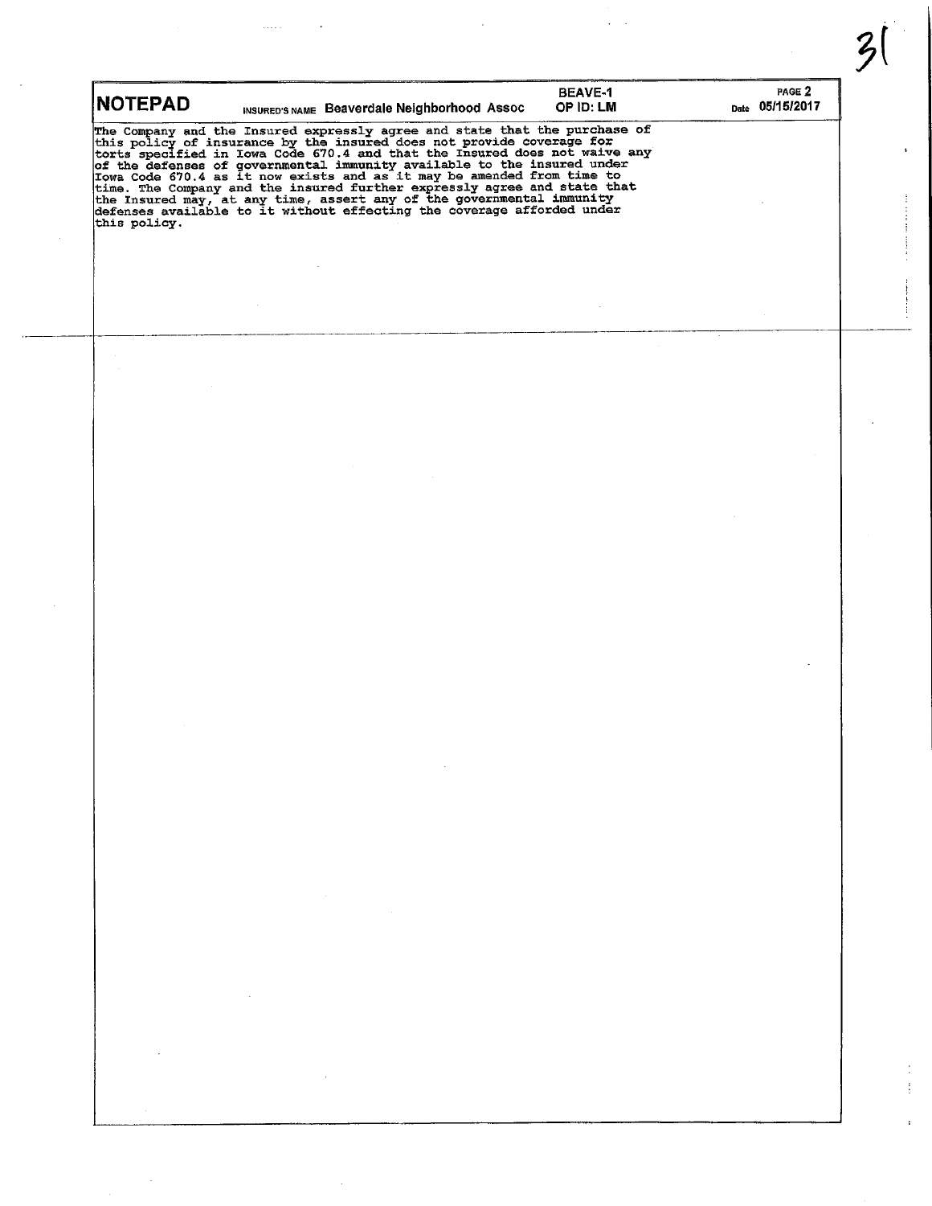**NOTEPAD** INSURED'S NAME **Beaverdale Neighborhood Assoc** **BEAVE-1** **OP ID: LM** PAGE 2 Date **05/15/2017**

The Company and the Insured expressly agree and state that the purchase of this policy of insurance by the insured does not provide coverage for torts specified in Iowa Code 670.4 and that the Insured does not waive any of the defenses of governmental immunity available to the insured under Iowa Code 670.4 as it now exists and as it may be amended from time to time. The Company and the insured further expressly agree and state that the Insured may, at any time, assert any of the governmental immunity defenses available to it without effecting the coverage afforded under this policy.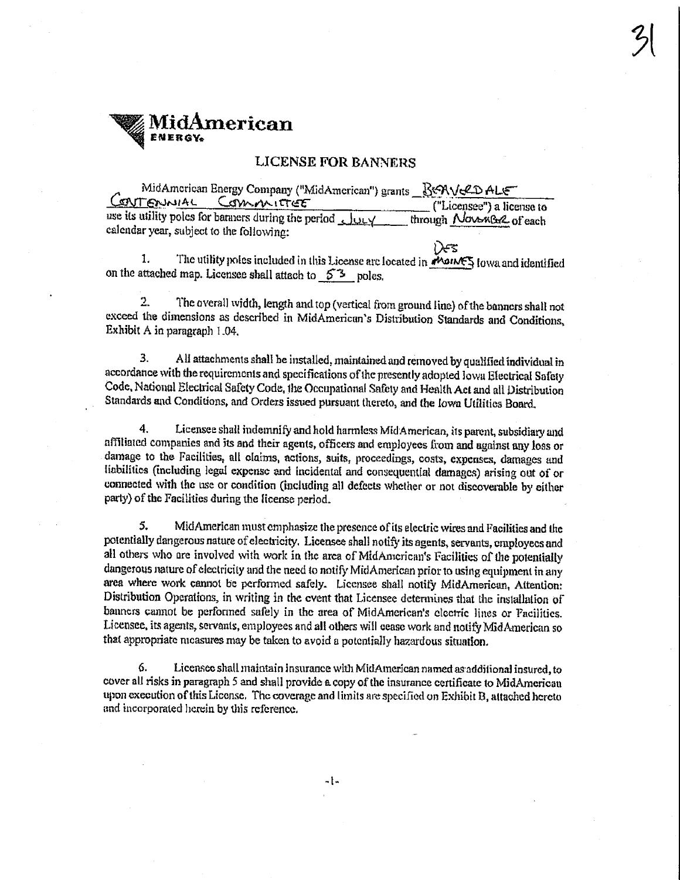31

**MidAmerican**
ENERGY

## LICENSE FOR BANNERS

MidAmerican Energy Company ("MidAmerican") grants BEAVERDALE CENTENNIAL COMMITTEE ("Licensee") a license to use its utility poles for banners during the period JULY through NOVEMBER of each calendar year, subject to the following:

1. The utility poles included in this License are located in DES MOINES Iowa and identified on the attached map. Licensee shall attach to 53 poles.

2. The overall width, length and top (vertical from ground line) of the banners shall not exceed the dimensions as described in MidAmerican's Distribution Standards and Conditions, Exhibit A in paragraph 1.04.

3. All attachments shall be installed, maintained and removed by qualified individual in accordance with the requirements and specifications of the presently adopted Iowa Electrical Safety Code, National Electrical Safety Code, the Occupational Safety and Health Act and all Distribution Standards and Conditions, and Orders issued pursuant thereto, and the Iowa Utilities Board.

4. Licensee shall indemnify and hold harmless MidAmerican, its parent, subsidiary and affiliated companies and its and their agents, officers and employees from and against any loss or damage to the Facilities, all claims, actions, suits, proceedings, costs, expenses, damages and liabilities (including legal expense and incidental and consequential damages) arising out of or connected with the use or condition (including all defects whether or not discoverable by either party) of the Facilities during the license period.

5. MidAmerican must emphasize the presence of its electric wires and Facilities and the potentially dangerous nature of electricity. Licensee shall notify its agents, servants, employees and all others who are involved with work in the area of MidAmerican's Facilities of the potentially dangerous nature of electricity and the need to notify MidAmerican prior to using equipment in any area where work cannot be performed safely. Licensee shall notify MidAmerican, Attention: Distribution Operations, in writing in the event that Licensee determines that the installation of banners cannot be performed safely in the area of MidAmerican's electric lines or Facilities. Licensee, its agents, servants, employees and all others will cease work and notify MidAmerican so that appropriate measures may be taken to avoid a potentially hazardous situation.

6. Licensee shall maintain insurance with MidAmerican named as additional insured, to cover all risks in paragraph 5 and shall provide a copy of the insurance certificate to MidAmerican upon execution of this License. The coverage and limits are specified on Exhibit B, attached hereto and incorporated herein by this reference.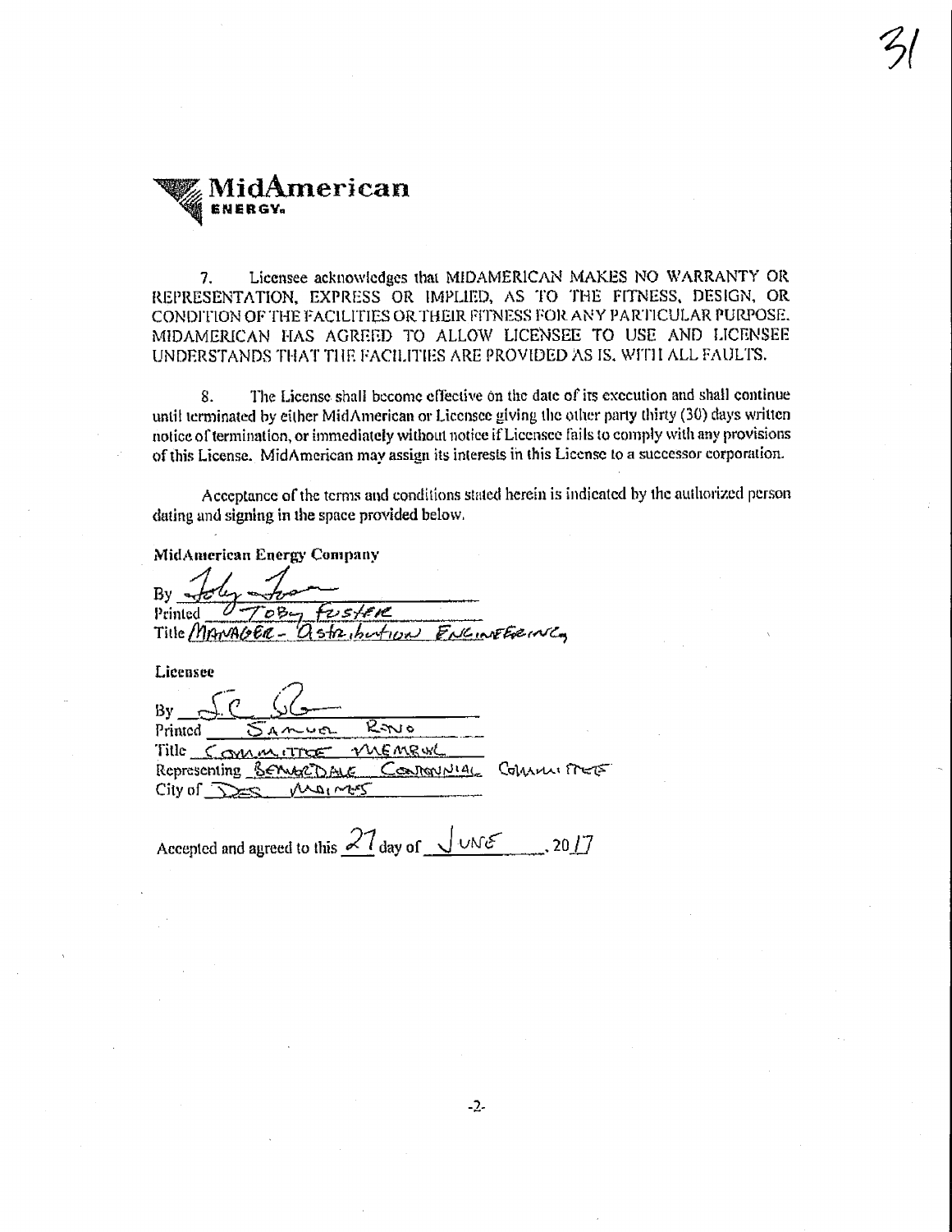MidAmerican ENERGY.

7. Licensee acknowledges that MIDAMERICAN MAKES NO WARRANTY OR REPRESENTATION, EXPRESS OR IMPLIED, AS TO THE FITNESS, DESIGN, OR CONDITION OF THE FACILITIES OR THEIR FITNESS FOR ANY PARTICULAR PURPOSE. MIDAMERICAN HAS AGREED TO ALLOW LICENSEE TO USE AND LICENSEE UNDERSTANDS THAT THE FACILITIES ARE PROVIDED AS IS, WITH ALL FAULTS.

8. The License shall become effective on the date of its execution and shall continue until terminated by either MidAmerican or Licensee giving the other party thirty (30) days written notice of termination, or immediately without notice if Licensee fails to comply with any provisions of this License. MidAmerican may assign its interests in this License to a successor corporation.

Acceptance of the terms and conditions stated herein is indicated by the authorized person dating and signing in the space provided below.

**MidAmerican Energy Company**

By _[signature]_

Printed Toby Foster

Title Manager - Distribution Engineering

**Licensee**

By _[signature]_

Printed Samuel Reno

Title Committee Member

Representing Beaverdale Centennial Committee

City of Des Moines

Accepted and agreed to this 27 day of June, 2017